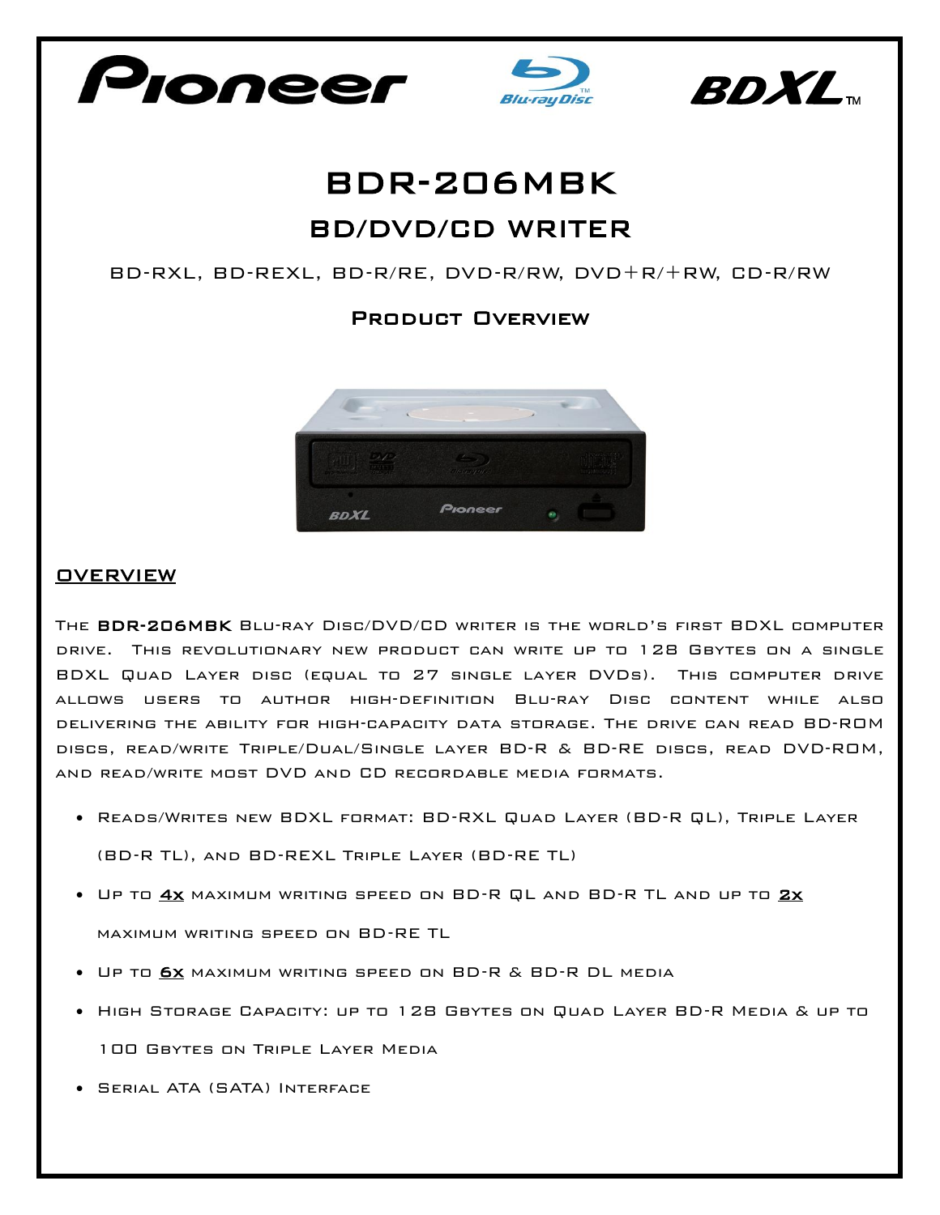Pioneer Blu-ray Disc BDXL™

# BDR-206MBK

## BD/DVD/CD WRITER

BD-RXL, BD-REXL, BD-R/RE, DVD-R/RW, DVD+R/+RW, CD-R/RW

### Product Overview

## OVERVIEW

The **BDR-206MBK** Blu-ray Disc/DVD/CD writer is the world's first BDXL computer drive. This revolutionary new product can write up to 128 Gbytes on a single BDXL Quad Layer disc (equal to 27 single layer DVDs). This computer drive allows users to author high-definition Blu-ray Disc content while also delivering the ability for high-capacity data storage. The drive can read BD-ROM discs, read/write Triple/Dual/Single layer BD-R & BD-RE discs, read DVD-ROM, and read/write most DVD and CD recordable media formats.

- Reads/Writes new BDXL format: BD-RXL Quad Layer (BD-R QL), Triple Layer (BD-R TL), and BD-REXL Triple Layer (BD-RE TL)
- Up to **4x** maximum writing speed on BD-R QL and BD-R TL and up to **2x** maximum writing speed on BD-RE TL
- Up to **6x** maximum writing speed on BD-R & BD-R DL media
- High Storage Capacity: up to 128 Gbytes on Quad Layer BD-R Media & up to 100 Gbytes on Triple Layer Media
- Serial ATA (SATA) Interface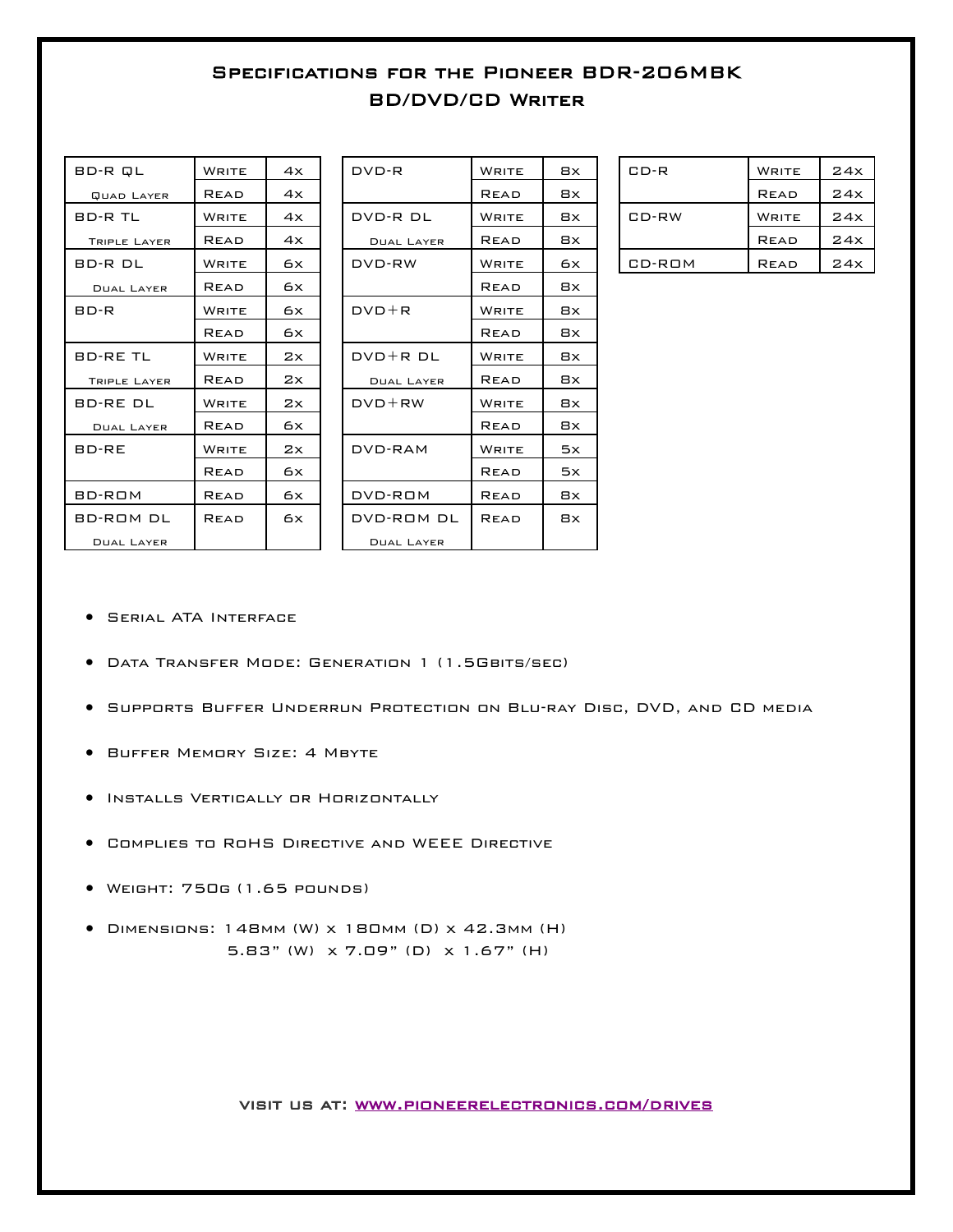# Specifications for the Pioneer BDR-206MBK BD/DVD/CD Writer

| | | |
|---|---|---|
| BD-R QL (Quad Layer) | Write | 4x |
| | Read | 4x |
| BD-R TL (Triple Layer) | Write | 4x |
| | Read | 4x |
| BD-R DL (Dual Layer) | Write | 6x |
| | Read | 6x |
| BD-R | Write | 6x |
| | Read | 6x |
| BD-RE TL (Triple Layer) | Write | 2x |
| | Read | 2x |
| BD-RE DL (Dual Layer) | Write | 2x |
| | Read | 6x |
| BD-RE | Write | 2x |
| | Read | 6x |
| BD-ROM | Read | 6x |
| BD-ROM DL (Dual Layer) | Read | 6x |

| | | |
|---|---|---|
| DVD-R | Write | 8x |
| | Read | 8x |
| DVD-R DL (Dual Layer) | Write | 8x |
| | Read | 8x |
| DVD-RW | Write | 6x |
| | Read | 8x |
| DVD+R | Write | 8x |
| | Read | 8x |
| DVD+R DL (Dual Layer) | Write | 8x |
| | Read | 8x |
| DVD+RW | Write | 8x |
| | Read | 8x |
| DVD-RAM | Write | 5x |
| | Read | 5x |
| DVD-ROM | Read | 8x |
| DVD-ROM DL (Dual Layer) | Read | 8x |

| | | |
|---|---|---|
| CD-R | Write | 24x |
| | Read | 24x |
| CD-RW | Write | 24x |
| | Read | 24x |
| CD-ROM | Read | 24x |

- Serial ATA Interface
- Data Transfer Mode: Generation 1 (1.5Gbits/sec)
- Supports Buffer Underrun Protection on Blu-ray Disc, DVD, and CD media
- Buffer Memory Size: 4 Mbyte
- Installs Vertically or Horizontally
- Complies to RoHS Directive and WEEE Directive
- Weight: 750g (1.65 pounds)
- Dimensions: 148mm (W) x 180mm (D) x 42.3mm (H)
  5.83" (W) x 7.09" (D) x 1.67" (H)

visit us at: [www.pioneerelectronics.com/drives](http://www.pioneerelectronics.com/drives)